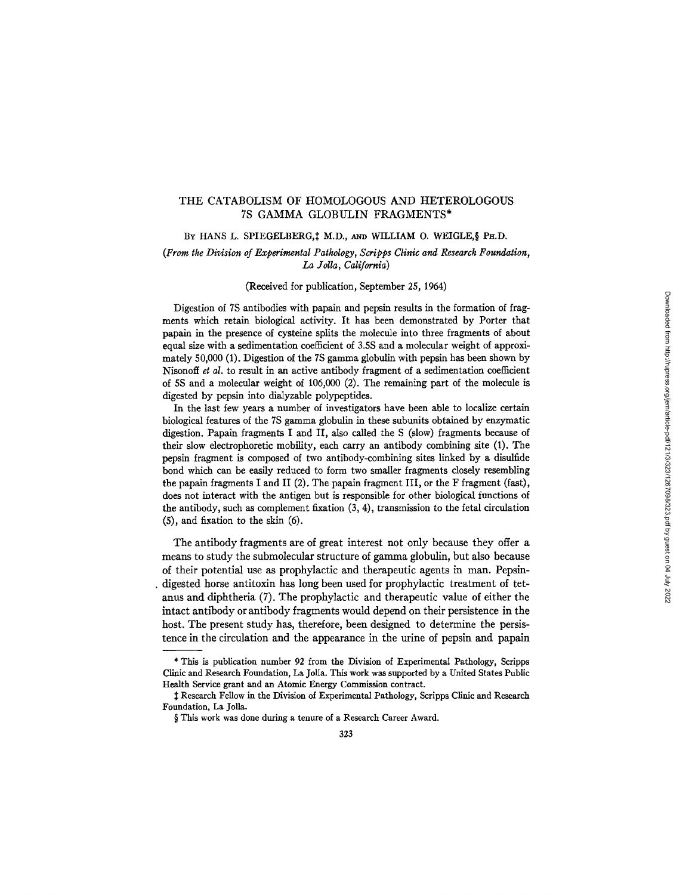# THE CATABOLISM OF HOMOLOGOUS AND HETEROLOGOUS 7S GAMMA GLOBULIN FRAGMENTS*

By HANS L. SPIEGELBERG,‡ M.D., and WILLIAM O. WEIGLE,§ Ph.D.

*(From the Division of Experimental Pathology, Scripps Clinic and Research Foundation, La Jolla, California)*

(Received for publication, September 25, 1964)

Digestion of 7S antibodies with papain and pepsin results in the formation of fragments which retain biological activity. It has been demonstrated by Porter that papain in the presence of cysteine splits the molecule into three fragments of about equal size with a sedimentation coefficient of 3.5S and a molecular weight of approximately 50,000 (1). Digestion of the 7S gamma globulin with pepsin has been shown by Nisonoff *et al.* to result in an active antibody fragment of a sedimentation coefficient of 5S and a molecular weight of 106,000 (2). The remaining part of the molecule is digested by pepsin into dialyzable polypeptides.

In the last few years a number of investigators have been able to localize certain biological features of the 7S gamma globulin in these subunits obtained by enzymatic digestion. Papain fragments I and II, also called the S (slow) fragments because of their slow electrophoretic mobility, each carry an antibody combining site (1). The pepsin fragment is composed of two antibody-combining sites linked by a disulfide bond which can be easily reduced to form two smaller fragments closely resembling the papain fragments I and II (2). The papain fragment III, or the F fragment (fast), does not interact with the antigen but is responsible for other biological functions of the antibody, such as complement fixation (3, 4), transmission to the fetal circulation (5), and fixation to the skin (6).

The antibody fragments are of great interest not only because they offer a means to study the submolecular structure of gamma globulin, but also because of their potential use as prophylactic and therapeutic agents in man. Pepsin-digested horse antitoxin has long been used for prophylactic treatment of tetanus and diphtheria (7). The prophylactic and therapeutic value of either the intact antibody or antibody fragments would depend on their persistence in the host. The present study has, therefore, been designed to determine the persistence in the circulation and the appearance in the urine of pepsin and papain

---

* This is publication number 92 from the Division of Experimental Pathology, Scripps Clinic and Research Foundation, La Jolla. This work was supported by a United States Public Health Service grant and an Atomic Energy Commission contract.

‡ Research Fellow in the Division of Experimental Pathology, Scripps Clinic and Research Foundation, La Jolla.

§ This work was done during a tenure of a Research Career Award.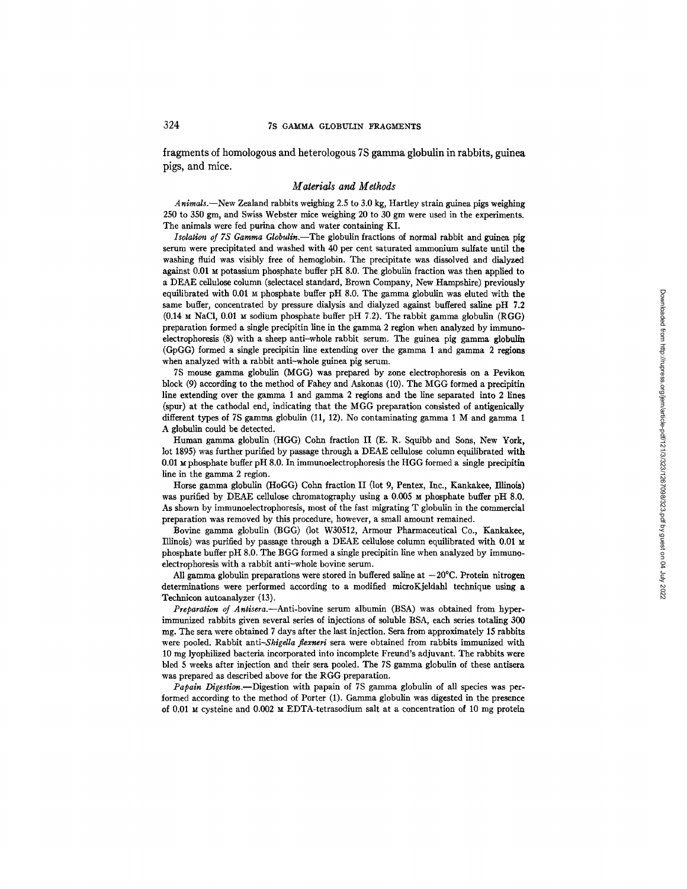fragments of homologous and heterologous 7S gamma globulin in rabbits, guinea pigs, and mice.

## *Materials and Methods*

*Animals.*—New Zealand rabbits weighing 2.5 to 3.0 kg, Hartley strain guinea pigs weighing 250 to 350 gm, and Swiss Webster mice weighing 20 to 30 gm were used in the experiments. The animals were fed purina chow and water containing KI.

*Isolation of 7S Gamma Globulin.*—The globulin fractions of normal rabbit and guinea pig serum were precipitated and washed with 40 per cent saturated ammonium sulfate until the washing fluid was visibly free of hemoglobin. The precipitate was dissolved and dialyzed against 0.01 M potassium phosphate buffer pH 8.0. The globulin fraction was then applied to a DEAE cellulose column (selectacel standard, Brown Company, New Hampshire) previously equilibrated with 0.01 M phosphate buffer pH 8.0. The gamma globulin was eluted with the same buffer, concentrated by pressure dialysis and dialyzed against buffered saline pH 7.2 (0.14 M NaCl, 0.01 M sodium phosphate buffer pH 7.2). The rabbit gamma globulin (RGG) preparation formed a single precipitin line in the gamma 2 region when analyzed by immunoelectrophoresis (8) with a sheep anti-whole rabbit serum. The guinea pig gamma globulin (GpGG) formed a single precipitin line extending over the gamma 1 and gamma 2 regions when analyzed with a rabbit anti-whole guinea pig serum.

7S mouse gamma globulin (MGG) was prepared by zone electrophoresis on a Pevikon block (9) according to the method of Fahey and Askonas (10). The MGG formed a precipitin line extending over the gamma 1 and gamma 2 regions and the line separated into 2 lines (spur) at the cathodal end, indicating that the MGG preparation consisted of antigenically different types of 7S gamma globulin (11, 12). No contaminating gamma 1 M and gamma 1 A globulin could be detected.

Human gamma globulin (HGG) Cohn fraction II (E. R. Squibb and Sons, New York, lot 1895) was further purified by passage through a DEAE cellulose column equilibrated with 0.01 M phosphate buffer pH 8.0. In immunoelectrophoresis the HGG formed a single precipitin line in the gamma 2 region.

Horse gamma globulin (HoGG) Cohn fraction II (lot 9, Pentex, Inc., Kankakee, Illinois) was purified by DEAE cellulose chromatography using a 0.005 M phosphate buffer pH 8.0. As shown by immunoelectrophoresis, most of the fast migrating T globulin in the commercial preparation was removed by this procedure, however, a small amount remained.

Bovine gamma globulin (BGG) (lot W30512, Armour Pharmaceutical Co., Kankakee, Illinois) was purified by passage through a DEAE cellulose column equilibrated with 0.01 M phosphate buffer pH 8.0. The BGG formed a single precipitin line when analyzed by immunoelectrophoresis with a rabbit anti-whole bovine serum.

All gamma globulin preparations were stored in buffered saline at −20°C. Protein nitrogen determinations were performed according to a modified microKjeldahl technique using a Technicon autoanalyzer (13).

*Preparation of Antisera.*—Anti-bovine serum albumin (BSA) was obtained from hyperimmunized rabbits given several series of injections of soluble BSA, each series totaling 300 mg. The sera were obtained 7 days after the last injection. Sera from approximately 15 rabbits were pooled. Rabbit anti-*Shigella flexneri* sera were obtained from rabbits immunized with 10 mg lyophilized bacteria incorporated into incomplete Freund's adjuvant. The rabbits were bled 5 weeks after injection and their sera pooled. The 7S gamma globulin of these antisera was prepared as described above for the RGG preparation.

*Papain Digestion.*—Digestion with papain of 7S gamma globulin of all species was performed according to the method of Porter (1). Gamma globulin was digested in the presence of 0.01 M cysteine and 0.002 M EDTA-tetrasodium salt at a concentration of 10 mg protein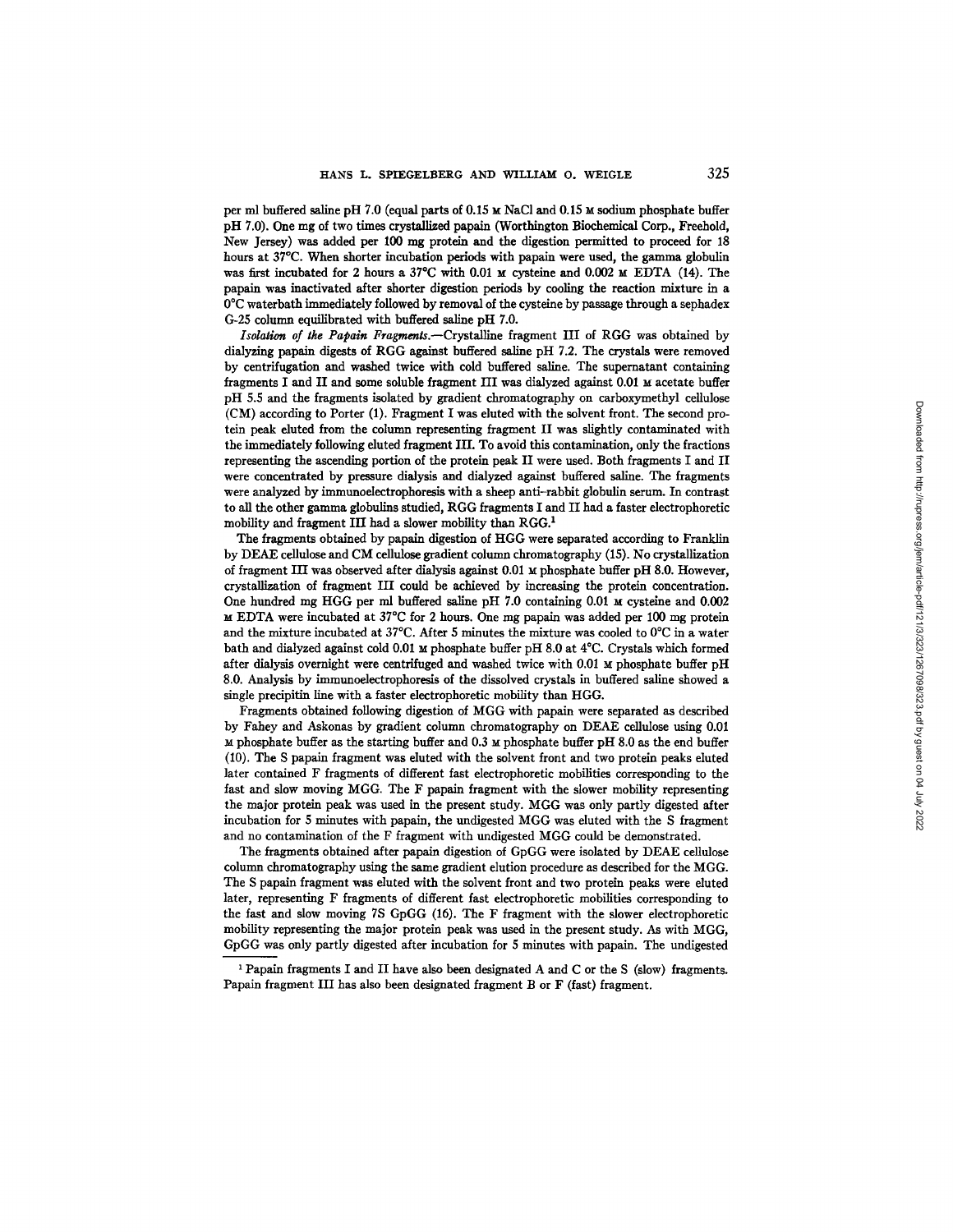per ml buffered saline pH 7.0 (equal parts of 0.15 M NaCl and 0.15 M sodium phosphate buffer pH 7.0). One mg of two times crystallized papain (Worthington Biochemical Corp., Freehold, New Jersey) was added per 100 mg protein and the digestion permitted to proceed for 18 hours at 37°C. When shorter incubation periods with papain were used, the gamma globulin was first incubated for 2 hours a 37°C with 0.01 M cysteine and 0.002 M EDTA (14). The papain was inactivated after shorter digestion periods by cooling the reaction mixture in a 0°C waterbath immediately followed by removal of the cysteine by passage through a sephadex G-25 column equilibrated with buffered saline pH 7.0.

*Isolation of the Papain Fragments.*—Crystalline fragment III of RGG was obtained by dialyzing papain digests of RGG against buffered saline pH 7.2. The crystals were removed by centrifugation and washed twice with cold buffered saline. The supernatant containing fragments I and II and some soluble fragment III was dialyzed against 0.01 M acetate buffer pH 5.5 and the fragments isolated by gradient chromatography on carboxymethyl cellulose (CM) according to Porter (1). Fragment I was eluted with the solvent front. The second protein peak eluted from the column representing fragment II was slightly contaminated with the immediately following eluted fragment III. To avoid this contamination, only the fractions representing the ascending portion of the protein peak II were used. Both fragments I and II were concentrated by pressure dialysis and dialyzed against buffered saline. The fragments were analyzed by immunoelectrophoresis with a sheep anti-rabbit globulin serum. In contrast to all the other gamma globulins studied, RGG fragments I and II had a faster electrophoretic mobility and fragment III had a slower mobility than RGG.[1]

The fragments obtained by papain digestion of HGG were separated according to Franklin by DEAE cellulose and CM cellulose gradient column chromatography (15). No crystallization of fragment III was observed after dialysis against 0.01 M phosphate buffer pH 8.0. However, crystallization of fragment III could be achieved by increasing the protein concentration. One hundred mg HGG per ml buffered saline pH 7.0 containing 0.01 M cysteine and 0.002 M EDTA were incubated at 37°C for 2 hours. One mg papain was added per 100 mg protein and the mixture incubated at 37°C. After 5 minutes the mixture was cooled to 0°C in a water bath and dialyzed against cold 0.01 M phosphate buffer pH 8.0 at 4°C. Crystals which formed after dialysis overnight were centrifuged and washed twice with 0.01 M phosphate buffer pH 8.0. Analysis by immunoelectrophoresis of the dissolved crystals in buffered saline showed a single precipitin line with a faster electrophoretic mobility than HGG.

Fragments obtained following digestion of MGG with papain were separated as described by Fahey and Askonas by gradient column chromatography on DEAE cellulose using 0.01 M phosphate buffer as the starting buffer and 0.3 M phosphate buffer pH 8.0 as the end buffer (10). The S papain fragment was eluted with the solvent front and two protein peaks eluted later contained F fragments of different fast electrophoretic mobilities corresponding to the fast and slow moving MGG. The F papain fragment with the slower mobility representing the major protein peak was used in the present study. MGG was only partly digested after incubation for 5 minutes with papain, the undigested MGG was eluted with the S fragment and no contamination of the F fragment with undigested MGG could be demonstrated.

The fragments obtained after papain digestion of GpGG were isolated by DEAE cellulose column chromatography using the same gradient elution procedure as described for the MGG. The S papain fragment was eluted with the solvent front and two protein peaks were eluted later, representing F fragments of different fast electrophoretic mobilities corresponding to the fast and slow moving 7S GpGG (16). The F fragment with the slower electrophoretic mobility representing the major protein peak was used in the present study. As with MGG, GpGG was only partly digested after incubation for 5 minutes with papain. The undigested

[1] Papain fragments I and II have also been designated A and C or the S (slow) fragments. Papain fragment III has also been designated fragment B or F (fast) fragment.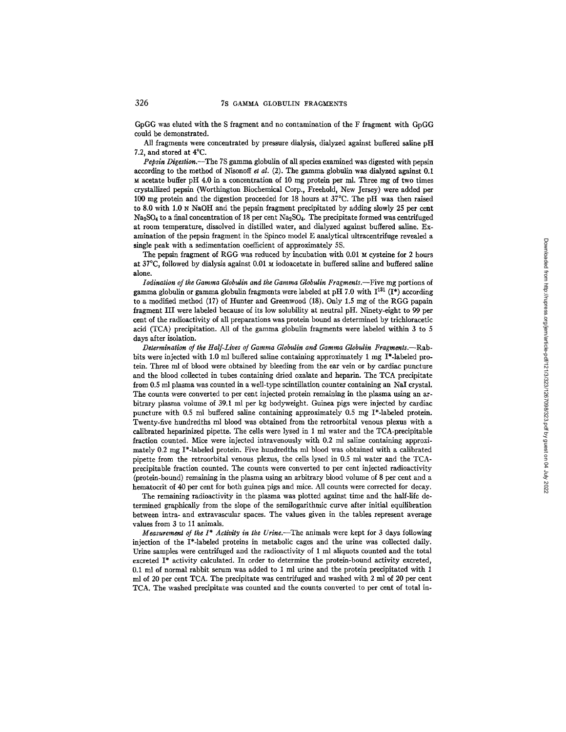GpGG was eluted with the S fragment and no contamination of the F fragment with GpGG could be demonstrated.

All fragments were concentrated by pressure dialysis, dialyzed against buffered saline pH 7.2, and stored at 4°C.

*Pepsin Digestion.*—The 7S gamma globulin of all species examined was digested with pepsin according to the method of Nisonoff *et al.* (2). The gamma globulin was dialyzed against 0.1 M acetate buffer pH 4.0 in a concentration of 10 mg protein per ml. Three mg of two times crystallized pepsin (Worthington Biochemical Corp., Freehold, New Jersey) were added per 100 mg protein and the digestion proceeded for 18 hours at 37°C. The pH was then raised to 8.0 with 1.0 N NaOH and the pepsin fragment precipitated by adding slowly 25 per cent $Na_2SO_4$ to a final concentration of 18 per cent $Na_2SO_4$. The precipitate formed was centrifuged at room temperature, dissolved in distilled water, and dialyzed against buffered saline. Examination of the pepsin fragment in the Spinco model E analytical ultracentrifuge revealed a single peak with a sedimentation coefficient of approximately 5S.

The pepsin fragment of RGG was reduced by incubation with 0.01 M cysteine for 2 hours at 37°C, followed by dialysis against 0.01 M iodoacetate in buffered saline and buffered saline alone.

*Iodination of the Gamma Globulin and the Gamma Globulin Fragments.*—Five mg portions of gamma globulin or gamma globulin fragments were labeled at pH 7.0 with $I^{131}$ ($I^*$) according to a modified method (17) of Hunter and Greenwood (18). Only 1.5 mg of the RGG papain fragment III were labeled because of its low solubility at neutral pH. Ninety-eight to 99 per cent of the radioactivity of all preparations was protein bound as determined by trichloracetic acid (TCA) precipitation. All of the gamma globulin fragments were labeled within 3 to 5 days after isolation.

*Determination of the Half-Lives of Gamma Globulin and Gamma Globulin Fragments.*—Rabbits were injected with 1.0 ml buffered saline containing approximately 1 mg $I^*$-labeled protein. Three ml of blood were obtained by bleeding from the ear vein or by cardiac puncture and the blood collected in tubes containing dried oxalate and heparin. The TCA precipitate from 0.5 ml plasma was counted in a well-type scintillation counter containing an NaI crystal. The counts were converted to per cent injected protein remaining in the plasma using an arbitrary plasma volume of 39.1 ml per kg bodyweight. Guinea pigs were injected by cardiac puncture with 0.5 ml buffered saline containing approximately 0.5 mg $I^*$-labeled protein. Twenty-five hundredths ml blood was obtained from the retroorbital venous plexus with a calibrated heparinized pipette. The cells were lysed in 1 ml water and the TCA-precipitable fraction counted. Mice were injected intravenously with 0.2 ml saline containing approximately 0.2 mg $I^*$-labeled protein. Five hundredths ml blood was obtained with a calibrated pipette from the retroorbital venous plexus, the cells lysed in 0.5 ml water and the TCA-precipitable fraction counted. The counts were converted to per cent injected radioactivity (protein-bound) remaining in the plasma using an arbitrary blood volume of 8 per cent and a hematocrit of 40 per cent for both guinea pigs and mice. All counts were corrected for decay.

The remaining radioactivity in the plasma was plotted against time and the half-life determined graphically from the slope of the semilogarithmic curve after initial equilibration between intra- and extravascular spaces. The values given in the tables represent average values from 3 to 11 animals.

*Measurement of the $I^*$ Activity in the Urine.*—The animals were kept for 3 days following injection of the $I^*$-labeled proteins in metabolic cages and the urine was collected daily. Urine samples were centrifuged and the radioactivity of 1 ml aliquots counted and the total excreted $I^*$ activity calculated. In order to determine the protein-bound activity excreted, 0.1 ml of normal rabbit serum was added to 1 ml urine and the protein precipitated with 1 ml of 20 per cent TCA. The precipitate was centrifuged and washed with 2 ml of 20 per cent TCA. The washed precipitate was counted and the counts converted to per cent of total in-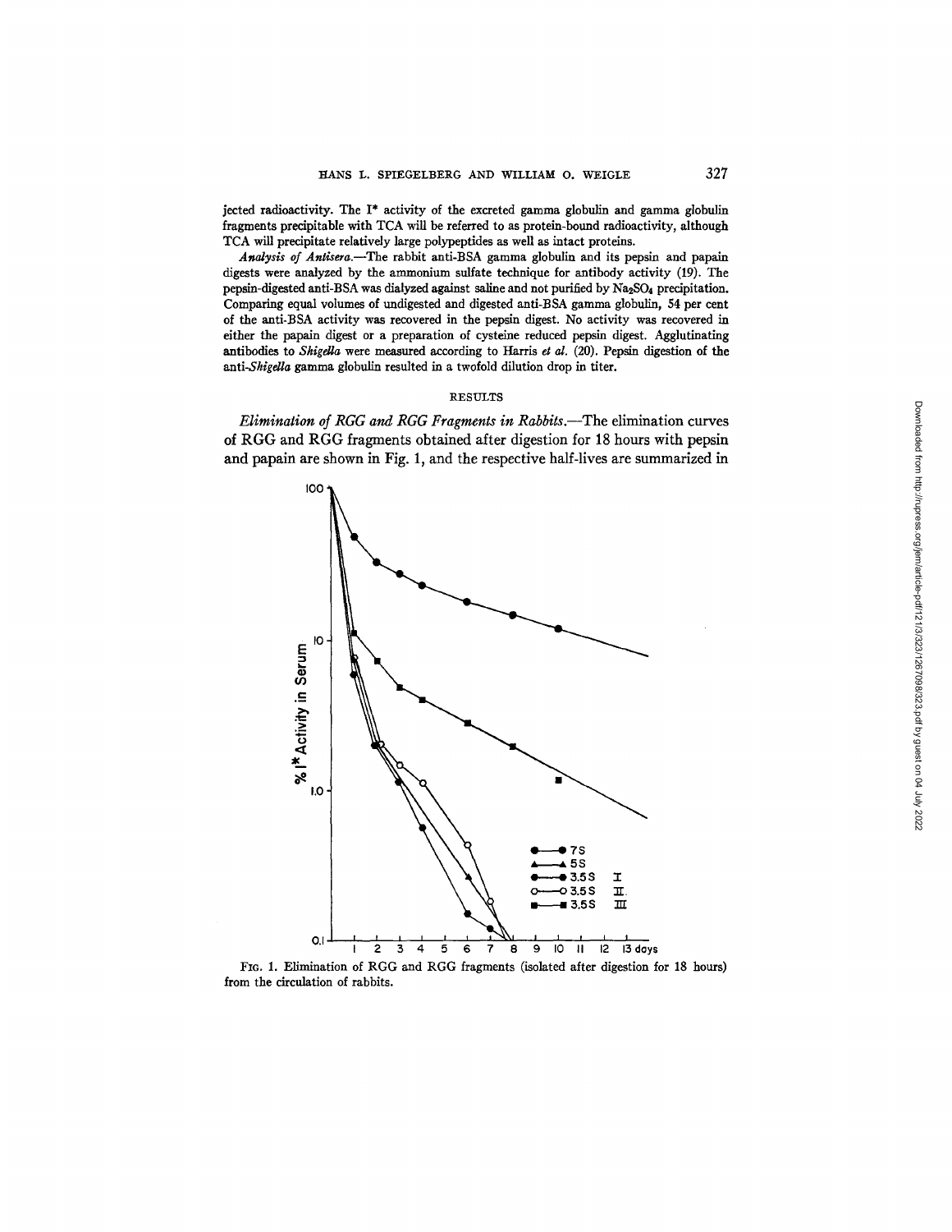jected radioactivity. The I* activity of the excreted gamma globulin and gamma globulin fragments precipitable with TCA will be referred to as protein-bound radioactivity, although TCA will precipitate relatively large polypeptides as well as intact proteins.

*Analysis of Antisera.*—The rabbit anti-BSA gamma globulin and its pepsin and papain digests were analyzed by the ammonium sulfate technique for antibody activity (19). The pepsin-digested anti-BSA was dialyzed against saline and not purified by $Na_2SO_4$ precipitation. Comparing equal volumes of undigested and digested anti-BSA gamma globulin, 54 per cent of the anti-BSA activity was recovered in the pepsin digest. No activity was recovered in either the papain digest or a preparation of cysteine reduced pepsin digest. Agglutinating antibodies to *Shigella* were measured according to Harris *et al.* (20). Pepsin digestion of the anti-*Shigella* gamma globulin resulted in a twofold dilution drop in titer.

## RESULTS

*Elimination of RGG and RGG Fragments in Rabbits.*—The elimination curves of RGG and RGG fragments obtained after digestion for 18 hours with pepsin and papain are shown in Fig. 1, and the respective half-lives are summarized in

FIG. 1. Elimination of RGG and RGG fragments (isolated after digestion for 18 hours) from the circulation of rabbits.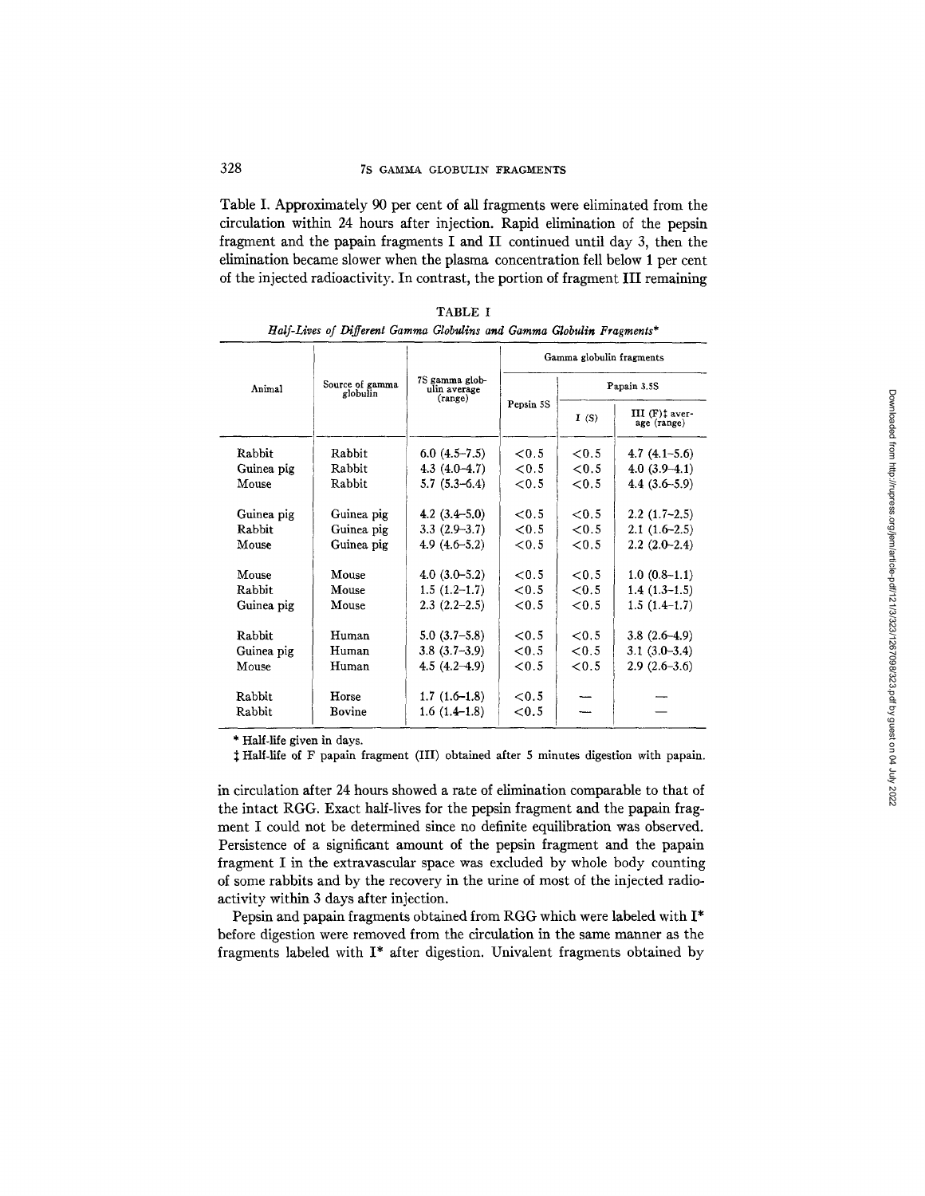Table I. Approximately 90 per cent of all fragments were eliminated from the circulation within 24 hours after injection. Rapid elimination of the pepsin fragment and the papain fragments I and II continued until day 3, then the elimination became slower when the plasma concentration fell below 1 per cent of the injected radioactivity. In contrast, the portion of fragment III remaining in circulation after 24 hours showed a rate of elimination comparable to that of the intact RGG. Exact half-lives for the pepsin fragment and the papain fragment I could not be determined since no definite equilibration was observed. Persistence of a significant amount of the pepsin fragment and the papain fragment I in the extravascular space was excluded by whole body counting of some rabbits and by the recovery in the urine of most of the injected radioactivity within 3 days after injection.

TABLE I

*Half-Lives of Different Gamma Globulins and Gamma Globulin Fragments**

| Animal | Source of gamma globulin | 7S gamma globulin average (range) | Gamma globulin fragments | | |
|---|---|---|---|---|---|
| | | | Pepsin 5S | Papain 3.5S | |
| | | | | I (S) | III (F)‡ average (range) |
| Rabbit | Rabbit | 6.0 (4.5–7.5) | <0.5 | <0.5 | 4.7 (4.1–5.6) |
| Guinea pig | Rabbit | 4.3 (4.0–4.7) | <0.5 | <0.5 | 4.0 (3.9–4.1) |
| Mouse | Rabbit | 5.7 (5.3–6.4) | <0.5 | <0.5 | 4.4 (3.6–5.9) |
| Guinea pig | Guinea pig | 4.2 (3.4–5.0) | <0.5 | <0.5 | 2.2 (1.7–2.5) |
| Rabbit | Guinea pig | 3.3 (2.9–3.7) | <0.5 | <0.5 | 2.1 (1.6–2.5) |
| Mouse | Guinea pig | 4.9 (4.6–5.2) | <0.5 | <0.5 | 2.2 (2.0–2.4) |
| Mouse | Mouse | 4.0 (3.0–5.2) | <0.5 | <0.5 | 1.0 (0.8–1.1) |
| Rabbit | Mouse | 1.5 (1.2–1.7) | <0.5 | <0.5 | 1.4 (1.3–1.5) |
| Guinea pig | Mouse | 2.3 (2.2–2.5) | <0.5 | <0.5 | 1.5 (1.4–1.7) |
| Rabbit | Human | 5.0 (3.7–5.8) | <0.5 | <0.5 | 3.8 (2.6–4.9) |
| Guinea pig | Human | 3.8 (3.7–3.9) | <0.5 | <0.5 | 3.1 (3.0–3.4) |
| Mouse | Human | 4.5 (4.2–4.9) | <0.5 | <0.5 | 2.9 (2.6–3.6) |
| Rabbit | Horse | 1.7 (1.6–1.8) | <0.5 | — | — |
| Rabbit | Bovine | 1.6 (1.4–1.8) | <0.5 | — | — |

\* Half-life given in days.

‡ Half-life of F papain fragment (III) obtained after 5 minutes digestion with papain.

Pepsin and papain fragments obtained from RGG which were labeled with I* before digestion were removed from the circulation in the same manner as the fragments labeled with I* after digestion. Univalent fragments obtained by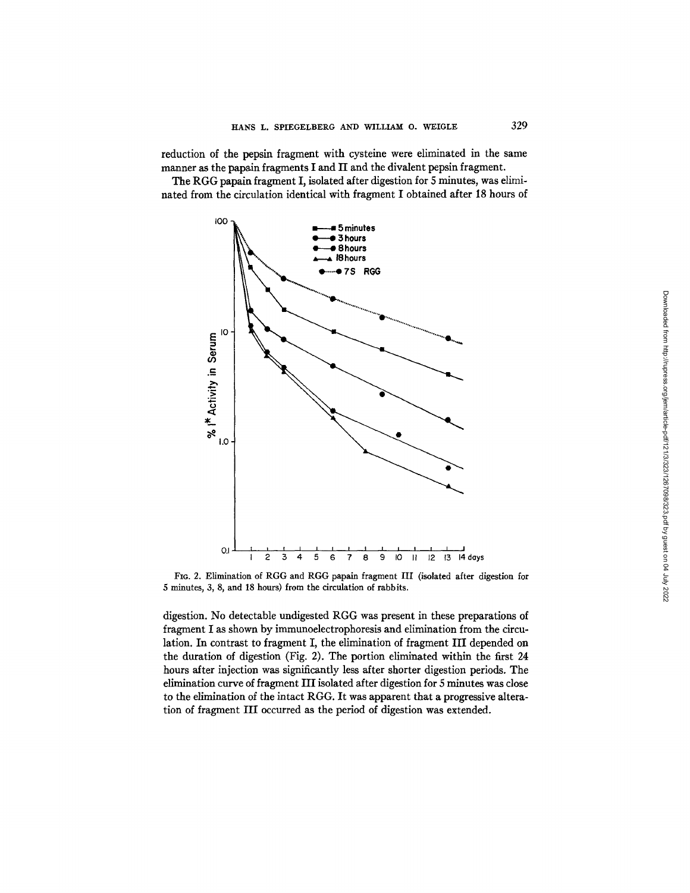reduction of the pepsin fragment with cysteine were eliminated in the same manner as the papain fragments I and II and the divalent pepsin fragment.

The RGG papain fragment I, isolated after digestion for 5 minutes, was eliminated from the circulation identical with fragment I obtained after 18 hours of

FIG. 2. Elimination of RGG and RGG papain fragment III (isolated after digestion for 5 minutes, 3, 8, and 18 hours) from the circulation of rabbits.

digestion. No detectable undigested RGG was present in these preparations of fragment I as shown by immunoelectrophoresis and elimination from the circulation. In contrast to fragment I, the elimination of fragment III depended on the duration of digestion (Fig. 2). The portion eliminated within the first 24 hours after injection was significantly less after shorter digestion periods. The elimination curve of fragment III isolated after digestion for 5 minutes was close to the elimination of the intact RGG. It was apparent that a progressive alteration of fragment III occurred as the period of digestion was extended.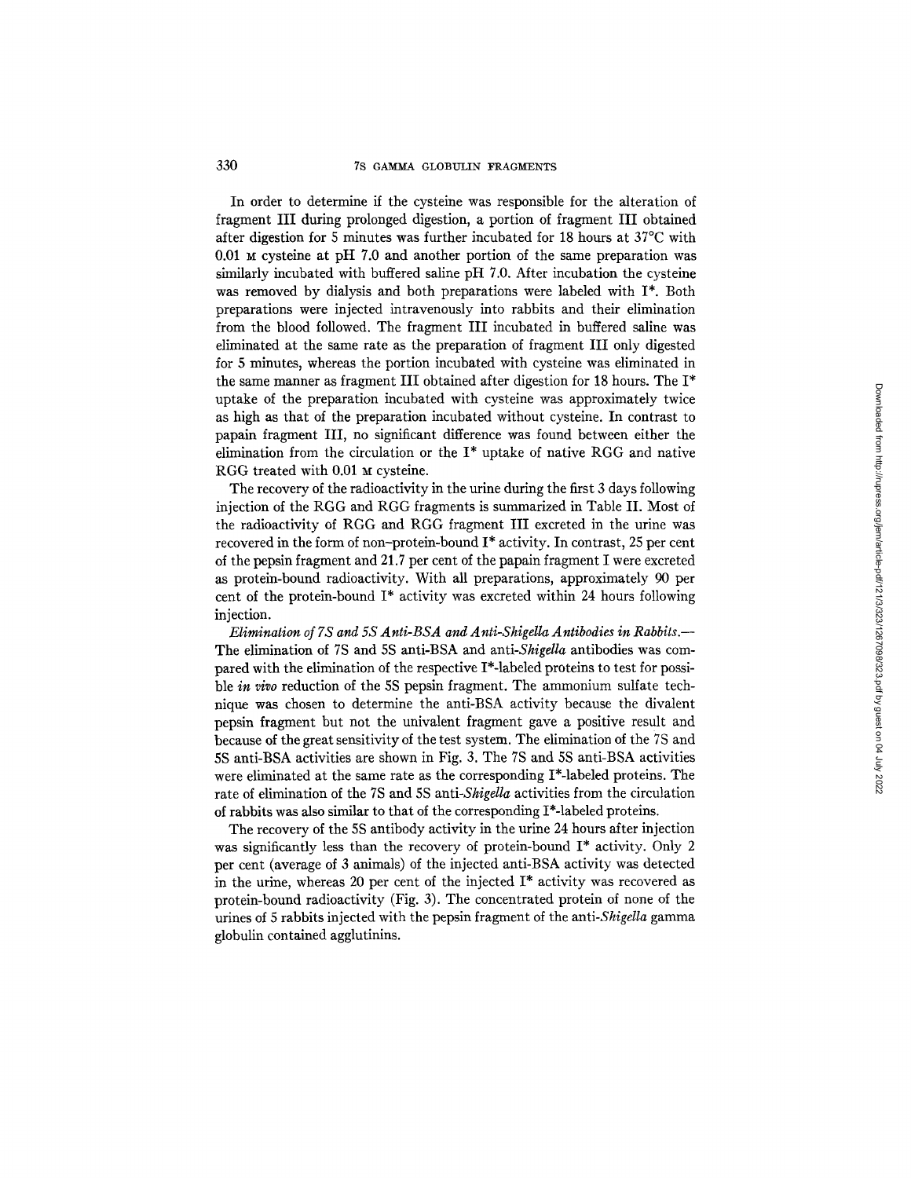In order to determine if the cysteine was responsible for the alteration of fragment III during prolonged digestion, a portion of fragment III obtained after digestion for 5 minutes was further incubated for 18 hours at 37°C with 0.01 M cysteine at pH 7.0 and another portion of the same preparation was similarly incubated with buffered saline pH 7.0. After incubation the cysteine was removed by dialysis and both preparations were labeled with I*. Both preparations were injected intravenously into rabbits and their elimination from the blood followed. The fragment III incubated in buffered saline was eliminated at the same rate as the preparation of fragment III only digested for 5 minutes, whereas the portion incubated with cysteine was eliminated in the same manner as fragment III obtained after digestion for 18 hours. The I* uptake of the preparation incubated with cysteine was approximately twice as high as that of the preparation incubated without cysteine. In contrast to papain fragment III, no significant difference was found between either the elimination from the circulation or the I* uptake of native RGG and native RGG treated with 0.01 M cysteine.

The recovery of the radioactivity in the urine during the first 3 days following injection of the RGG and RGG fragments is summarized in Table II. Most of the radioactivity of RGG and RGG fragment III excreted in the urine was recovered in the form of non–protein-bound I* activity. In contrast, 25 per cent of the pepsin fragment and 21.7 per cent of the papain fragment I were excreted as protein-bound radioactivity. With all preparations, approximately 90 per cent of the protein-bound I* activity was excreted within 24 hours following injection.

*Elimination of 7S and 5S Anti-BSA and Anti-Shigella Antibodies in Rabbits.*— The elimination of 7S and 5S anti-BSA and anti-*Shigella* antibodies was compared with the elimination of the respective I*-labeled proteins to test for possible *in vivo* reduction of the 5S pepsin fragment. The ammonium sulfate technique was chosen to determine the anti-BSA activity because the divalent pepsin fragment but not the univalent fragment gave a positive result and because of the great sensitivity of the test system. The elimination of the 7S and 5S anti-BSA activities are shown in Fig. 3. The 7S and 5S anti-BSA activities were eliminated at the same rate as the corresponding I*-labeled proteins. The rate of elimination of the 7S and 5S anti-*Shigella* activities from the circulation of rabbits was also similar to that of the corresponding I*-labeled proteins.

The recovery of the 5S antibody activity in the urine 24 hours after injection was significantly less than the recovery of protein-bound I* activity. Only 2 per cent (average of 3 animals) of the injected anti-BSA activity was detected in the urine, whereas 20 per cent of the injected I* activity was recovered as protein-bound radioactivity (Fig. 3). The concentrated protein of none of the urines of 5 rabbits injected with the pepsin fragment of the anti-*Shigella* gamma globulin contained agglutinins.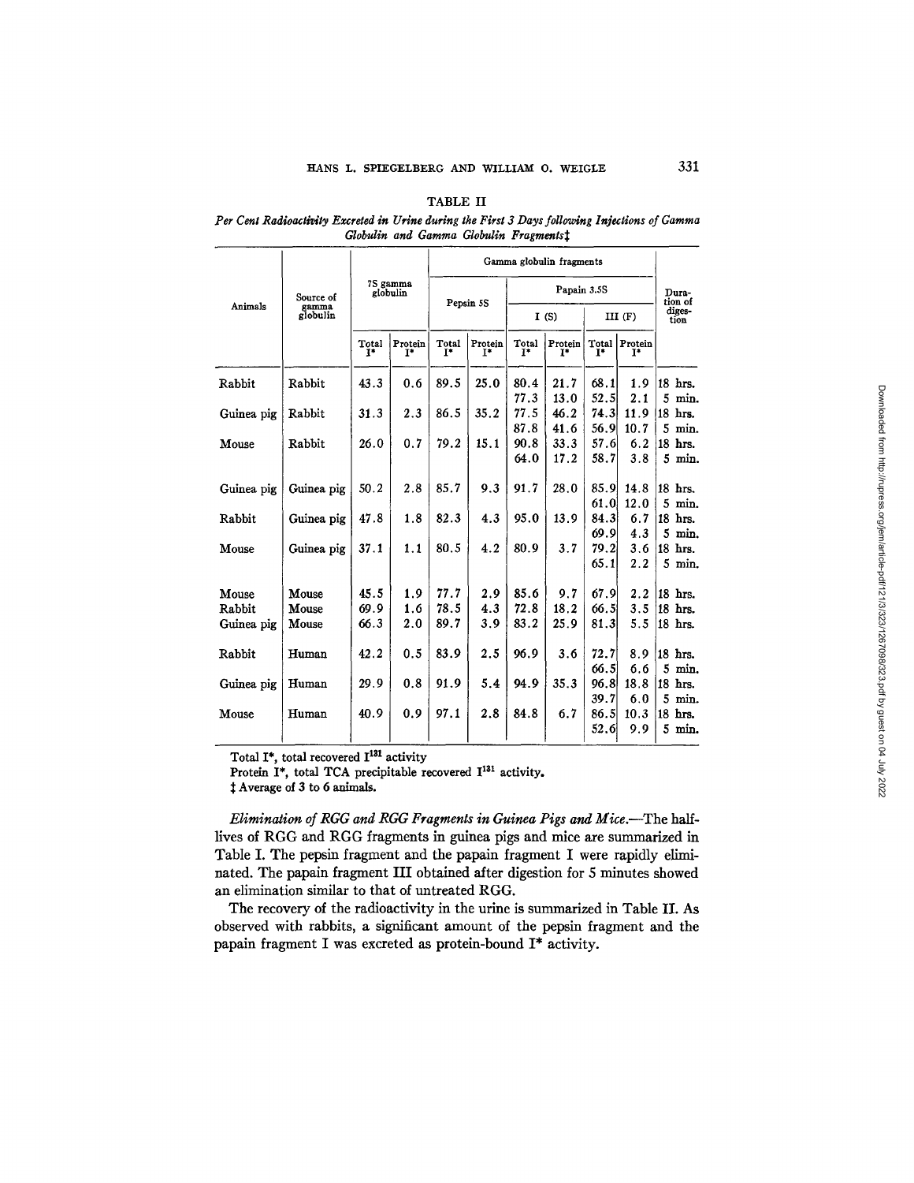TABLE II

*Per Cent Radioactivity Excreted in Urine during the First 3 Days following Injections of Gamma Globulin and Gamma Globulin Fragments*‡

| Animals | Source of gamma globulin | 7S gamma globulin | | Gamma globulin fragments | | | | | | Duration of digestion |
|---|---|---|---|---|---|---|---|---|---|---|
| | | | | Pepsin 5S | | Papain 3.5S | | | | |
| | | | | | | I (S) | | III (F) | | |
| | | Total I* | Protein I* | Total I* | Protein I* | Total I* | Protein I* | Total I* | Protein I* | |
| Rabbit | Rabbit | 43.3 | 0.6 | 89.5 | 25.0 | 80.4 | 21.7 | 68.1 | 1.9 | 18 hrs. |
| | | | | | | 77.3 | 13.0 | 52.5 | 2.1 | 5 min. |
| Guinea pig | Rabbit | 31.3 | 2.3 | 86.5 | 35.2 | 77.5 | 46.2 | 74.3 | 11.9 | 18 hrs. |
| | | | | | | 87.8 | 41.6 | 56.9 | 10.7 | 5 min. |
| Mouse | Rabbit | 26.0 | 0.7 | 79.2 | 15.1 | 90.8 | 33.3 | 57.6 | 6.2 | 18 hrs. |
| | | | | | | 64.0 | 17.2 | 58.7 | 3.8 | 5 min. |
| Guinea pig | Guinea pig | 50.2 | 2.8 | 85.7 | 9.3 | 91.7 | 28.0 | 85.9 | 14.8 | 18 hrs. |
| | | | | | | | | 61.0 | 12.0 | 5 min. |
| Rabbit | Guinea pig | 47.8 | 1.8 | 82.3 | 4.3 | 95.0 | 13.9 | 84.3 | 6.7 | 18 hrs. |
| | | | | | | | | 69.9 | 4.3 | 5 min. |
| Mouse | Guinea pig | 37.1 | 1.1 | 80.5 | 4.2 | 80.9 | 3.7 | 79.2 | 3.6 | 18 hrs. |
| | | | | | | | | 65.1 | 2.2 | 5 min. |
| Mouse | Mouse | 45.5 | 1.9 | 77.7 | 2.9 | 85.6 | 9.7 | 67.9 | 2.2 | 18 hrs. |
| Rabbit | Mouse | 69.9 | 1.6 | 78.5 | 4.3 | 72.8 | 18.2 | 66.5 | 3.5 | 18 hrs. |
| Guinea pig | Mouse | 66.3 | 2.0 | 89.7 | 3.9 | 83.2 | 25.9 | 81.3 | 5.5 | 18 hrs. |
| Rabbit | Human | 42.2 | 0.5 | 83.9 | 2.5 | 96.9 | 3.6 | 72.7 | 8.9 | 18 hrs. |
| | | | | | | | | 66.5 | 6.6 | 5 min. |
| Guinea pig | Human | 29.9 | 0.8 | 91.9 | 5.4 | 94.9 | 35.3 | 96.8 | 18.8 | 18 hrs. |
| | | | | | | | | 39.7 | 6.0 | 5 min. |
| Mouse | Human | 40.9 | 0.9 | 97.1 | 2.8 | 84.8 | 6.7 | 86.5 | 10.3 | 18 hrs. |
| | | | | | | | | 52.6 | 9.9 | 5 min. |

Total I*, total recovered $I^{131}$ activity

Protein I*, total TCA precipitable recovered $I^{131}$ activity.

‡ Average of 3 to 6 animals.

*Elimination of RGG and RGG Fragments in Guinea Pigs and Mice.*—The half-lives of RGG and RGG fragments in guinea pigs and mice are summarized in Table I. The pepsin fragment and the papain fragment I were rapidly eliminated. The papain fragment III obtained after digestion for 5 minutes showed an elimination similar to that of untreated RGG.

The recovery of the radioactivity in the urine is summarized in Table II. As observed with rabbits, a significant amount of the pepsin fragment and the papain fragment I was excreted as protein-bound I* activity.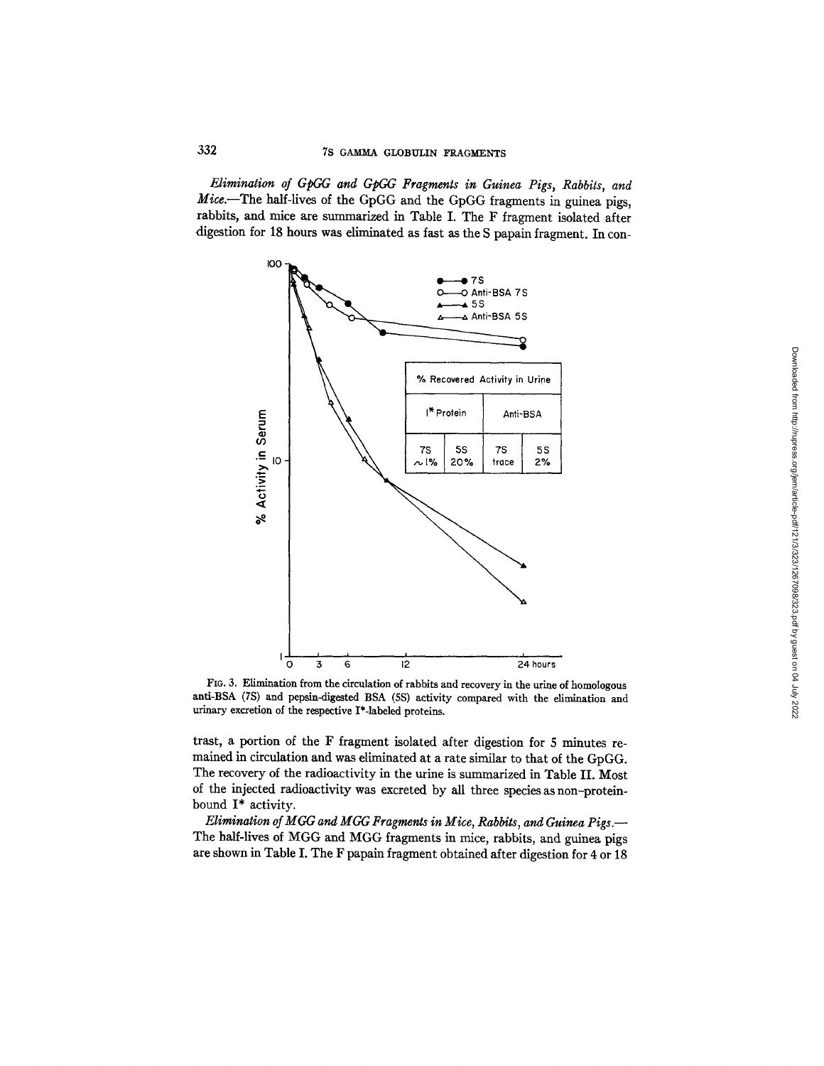*Elimination of GpGG and GpGG Fragments in Guinea Pigs, Rabbits, and Mice.*—The half-lives of the GpGG and the GpGG fragments in guinea pigs, rabbits, and mice are summarized in Table I. The F fragment isolated after digestion for 18 hours was eliminated as fast as the S papain fragment. In contrast, a portion of the F fragment isolated after digestion for 5 minutes remained in circulation and was eliminated at a rate similar to that of the GpGG. The recovery of the radioactivity in the urine is summarized in Table II. Most of the injected radioactivity was excreted by all three species as non-protein-bound I* activity.

| % Recovered Activity in Urine | | | |
|---|---|---|---|
| I* Protein | | Anti-BSA | |
| 7S | 5S | 7S | 5S |
| ~1% | 20% | trace | 2% |

FIG. 3. Elimination from the circulation of rabbits and recovery in the urine of homologous anti-BSA (7S) and pepsin-digested BSA (5S) activity compared with the elimination and urinary excretion of the respective I*-labeled proteins.

*Elimination of MGG and MGG Fragments in Mice, Rabbits, and Guinea Pigs.*—The half-lives of MGG and MGG fragments in mice, rabbits, and guinea pigs are shown in Table I. The F papain fragment obtained after digestion for 4 or 18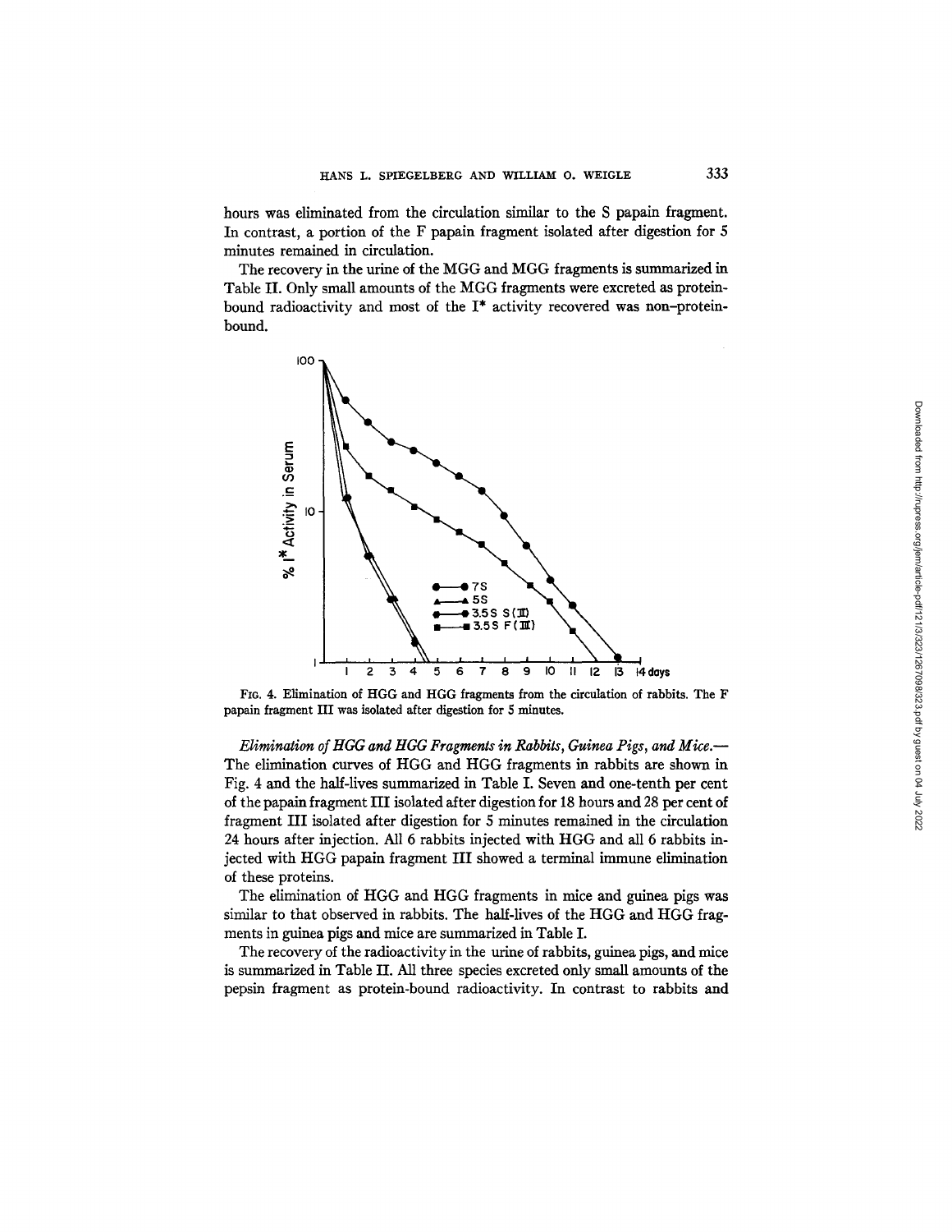hours was eliminated from the circulation similar to the S papain fragment. In contrast, a portion of the F papain fragment isolated after digestion for 5 minutes remained in circulation.

The recovery in the urine of the MGG and MGG fragments is summarized in Table II. Only small amounts of the MGG fragments were excreted as protein-bound radioactivity and most of the I* activity recovered was non-protein-bound.

FIG. 4. Elimination of HGG and HGG fragments from the circulation of rabbits. The F papain fragment III was isolated after digestion for 5 minutes.

*Elimination of HGG and HGG Fragments in Rabbits, Guinea Pigs, and Mice.*— The elimination curves of HGG and HGG fragments in rabbits are shown in Fig. 4 and the half-lives summarized in Table I. Seven and one-tenth per cent of the papain fragment III isolated after digestion for 18 hours and 28 per cent of fragment III isolated after digestion for 5 minutes remained in the circulation 24 hours after injection. All 6 rabbits injected with HGG and all 6 rabbits injected with HGG papain fragment III showed a terminal immune elimination of these proteins.

The elimination of HGG and HGG fragments in mice and guinea pigs was similar to that observed in rabbits. The half-lives of the HGG and HGG fragments in guinea pigs and mice are summarized in Table I.

The recovery of the radioactivity in the urine of rabbits, guinea pigs, and mice is summarized in Table II. All three species excreted only small amounts of the pepsin fragment as protein-bound radioactivity. In contrast to rabbits and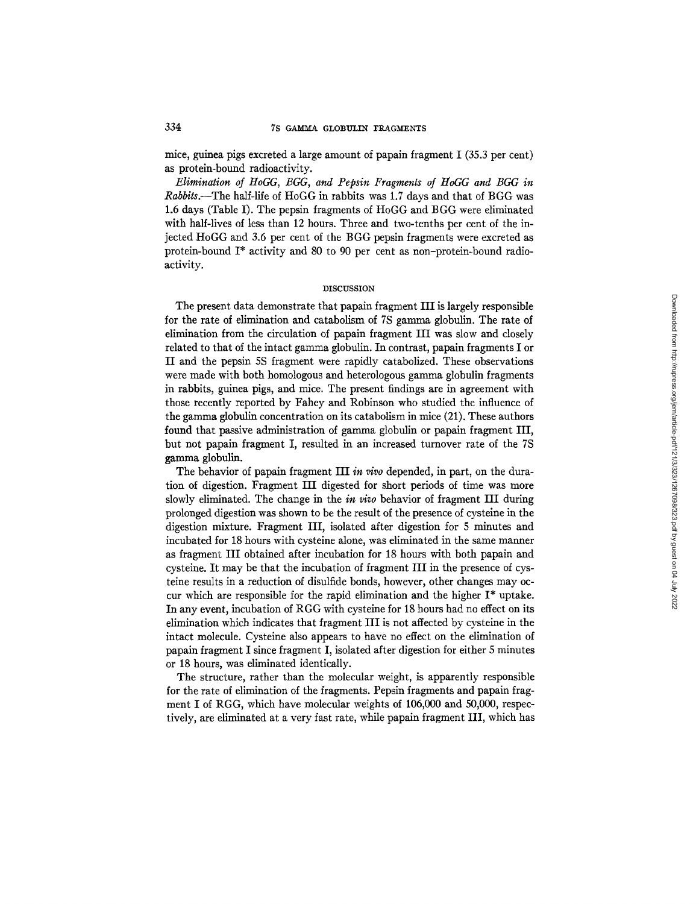mice, guinea pigs excreted a large amount of papain fragment I (35.3 per cent) as protein-bound radioactivity.

*Elimination of HoGG, BGG, and Pepsin Fragments of HoGG and BGG in Rabbits.*—The half-life of HoGG in rabbits was 1.7 days and that of BGG was 1.6 days (Table I). The pepsin fragments of HoGG and BGG were eliminated with half-lives of less than 12 hours. Three and two-tenths per cent of the injected HoGG and 3.6 per cent of the BGG pepsin fragments were excreted as protein-bound I* activity and 80 to 90 per cent as non-protein-bound radioactivity.

## DISCUSSION

The present data demonstrate that papain fragment III is largely responsible for the rate of elimination and catabolism of 7S gamma globulin. The rate of elimination from the circulation of papain fragment III was slow and closely related to that of the intact gamma globulin. In contrast, papain fragments I or II and the pepsin 5S fragment were rapidly catabolized. These observations were made with both homologous and heterologous gamma globulin fragments in rabbits, guinea pigs, and mice. The present findings are in agreement with those recently reported by Fahey and Robinson who studied the influence of the gamma globulin concentration on its catabolism in mice (21). These authors found that passive administration of gamma globulin or papain fragment III, but not papain fragment I, resulted in an increased turnover rate of the 7S gamma globulin.

The behavior of papain fragment III *in vivo* depended, in part, on the duration of digestion. Fragment III digested for short periods of time was more slowly eliminated. The change in the *in vivo* behavior of fragment III during prolonged digestion was shown to be the result of the presence of cysteine in the digestion mixture. Fragment III, isolated after digestion for 5 minutes and incubated for 18 hours with cysteine alone, was eliminated in the same manner as fragment III obtained after incubation for 18 hours with both papain and cysteine. It may be that the incubation of fragment III in the presence of cysteine results in a reduction of disulfide bonds, however, other changes may occur which are responsible for the rapid elimination and the higher I* uptake. In any event, incubation of RGG with cysteine for 18 hours had no effect on its elimination which indicates that fragment III is not affected by cysteine in the intact molecule. Cysteine also appears to have no effect on the elimination of papain fragment I since fragment I, isolated after digestion for either 5 minutes or 18 hours, was eliminated identically.

The structure, rather than the molecular weight, is apparently responsible for the rate of elimination of the fragments. Pepsin fragments and papain fragment I of RGG, which have molecular weights of 106,000 and 50,000, respectively, are eliminated at a very fast rate, while papain fragment III, which has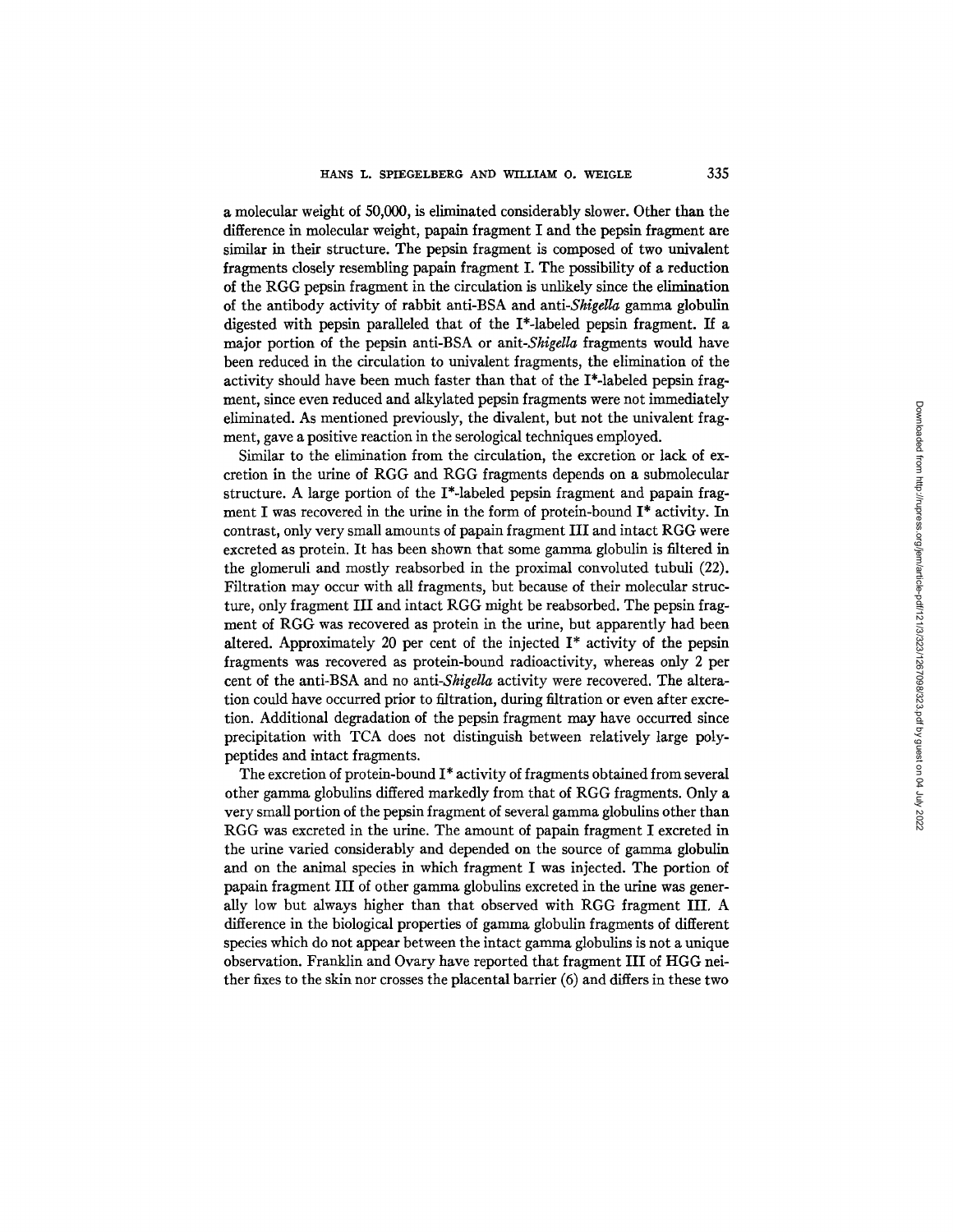a molecular weight of 50,000, is eliminated considerably slower. Other than the difference in molecular weight, papain fragment I and the pepsin fragment are similar in their structure. The pepsin fragment is composed of two univalent fragments closely resembling papain fragment I. The possibility of a reduction of the RGG pepsin fragment in the circulation is unlikely since the elimination of the antibody activity of rabbit anti-BSA and anti-*Shigella* gamma globulin digested with pepsin paralleled that of the I*-labeled pepsin fragment. If a major portion of the pepsin anti-BSA or anit-*Shigella* fragments would have been reduced in the circulation to univalent fragments, the elimination of the activity should have been much faster than that of the I*-labeled pepsin fragment, since even reduced and alkylated pepsin fragments were not immediately eliminated. As mentioned previously, the divalent, but not the univalent fragment, gave a positive reaction in the serological techniques employed.

Similar to the elimination from the circulation, the excretion or lack of excretion in the urine of RGG and RGG fragments depends on a submolecular structure. A large portion of the I*-labeled pepsin fragment and papain fragment I was recovered in the urine in the form of protein-bound I* activity. In contrast, only very small amounts of papain fragment III and intact RGG were excreted as protein. It has been shown that some gamma globulin is filtered in the glomeruli and mostly reabsorbed in the proximal convoluted tubuli (22). Filtration may occur with all fragments, but because of their molecular structure, only fragment III and intact RGG might be reabsorbed. The pepsin fragment of RGG was recovered as protein in the urine, but apparently had been altered. Approximately 20 per cent of the injected I* activity of the pepsin fragments was recovered as protein-bound radioactivity, whereas only 2 per cent of the anti-BSA and no anti-*Shigella* activity were recovered. The alteration could have occurred prior to filtration, during filtration or even after excretion. Additional degradation of the pepsin fragment may have occurred since precipitation with TCA does not distinguish between relatively large polypeptides and intact fragments.

The excretion of protein-bound I* activity of fragments obtained from several other gamma globulins differed markedly from that of RGG fragments. Only a very small portion of the pepsin fragment of several gamma globulins other than RGG was excreted in the urine. The amount of papain fragment I excreted in the urine varied considerably and depended on the source of gamma globulin and on the animal species in which fragment I was injected. The portion of papain fragment III of other gamma globulins excreted in the urine was generally low but always higher than that observed with RGG fragment III. A difference in the biological properties of gamma globulin fragments of different species which do not appear between the intact gamma globulins is not a unique observation. Franklin and Ovary have reported that fragment III of HGG neither fixes to the skin nor crosses the placental barrier (6) and differs in these two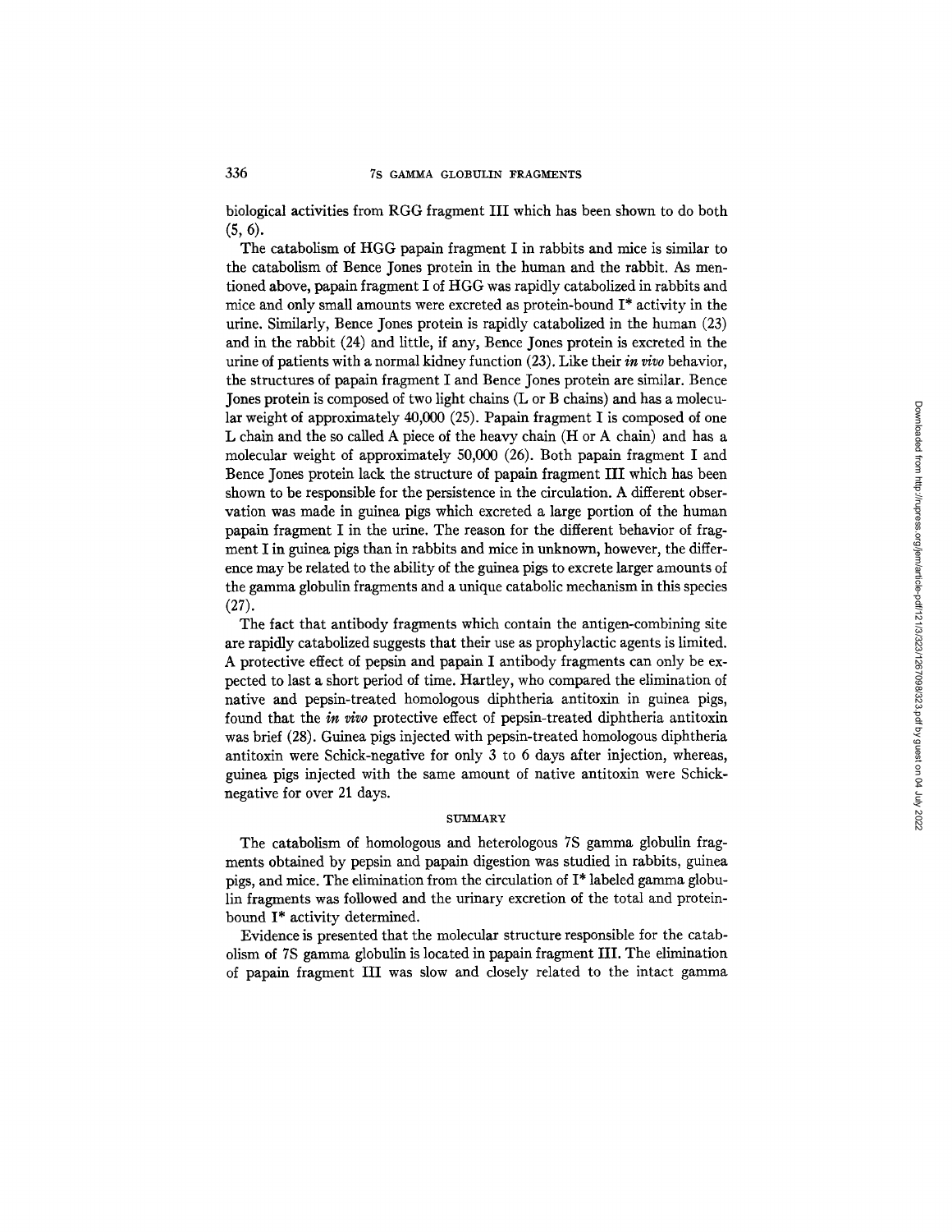biological activities from RGG fragment III which has been shown to do both (5, 6).

The catabolism of HGG papain fragment I in rabbits and mice is similar to the catabolism of Bence Jones protein in the human and the rabbit. As mentioned above, papain fragment I of HGG was rapidly catabolized in rabbits and mice and only small amounts were excreted as protein-bound I* activity in the urine. Similarly, Bence Jones protein is rapidly catabolized in the human (23) and in the rabbit (24) and little, if any, Bence Jones protein is excreted in the urine of patients with a normal kidney function (23). Like their *in vivo* behavior, the structures of papain fragment I and Bence Jones protein are similar. Bence Jones protein is composed of two light chains (L or B chains) and has a molecular weight of approximately 40,000 (25). Papain fragment I is composed of one L chain and the so called A piece of the heavy chain (H or A chain) and has a molecular weight of approximately 50,000 (26). Both papain fragment I and Bence Jones protein lack the structure of papain fragment III which has been shown to be responsible for the persistence in the circulation. A different observation was made in guinea pigs which excreted a large portion of the human papain fragment I in the urine. The reason for the different behavior of fragment I in guinea pigs than in rabbits and mice in unknown, however, the difference may be related to the ability of the guinea pigs to excrete larger amounts of the gamma globulin fragments and a unique catabolic mechanism in this species (27).

The fact that antibody fragments which contain the antigen-combining site are rapidly catabolized suggests that their use as prophylactic agents is limited. A protective effect of pepsin and papain I antibody fragments can only be expected to last a short period of time. Hartley, who compared the elimination of native and pepsin-treated homologous diphtheria antitoxin in guinea pigs, found that the *in vivo* protective effect of pepsin-treated diphtheria antitoxin was brief (28). Guinea pigs injected with pepsin-treated homologous diphtheria antitoxin were Schick-negative for only 3 to 6 days after injection, whereas, guinea pigs injected with the same amount of native antitoxin were Schick-negative for over 21 days.

## SUMMARY

The catabolism of homologous and heterologous 7S gamma globulin fragments obtained by pepsin and papain digestion was studied in rabbits, guinea pigs, and mice. The elimination from the circulation of I* labeled gamma globulin fragments was followed and the urinary excretion of the total and protein-bound I* activity determined.

Evidence is presented that the molecular structure responsible for the catabolism of 7S gamma globulin is located in papain fragment III. The elimination of papain fragment III was slow and closely related to the intact gamma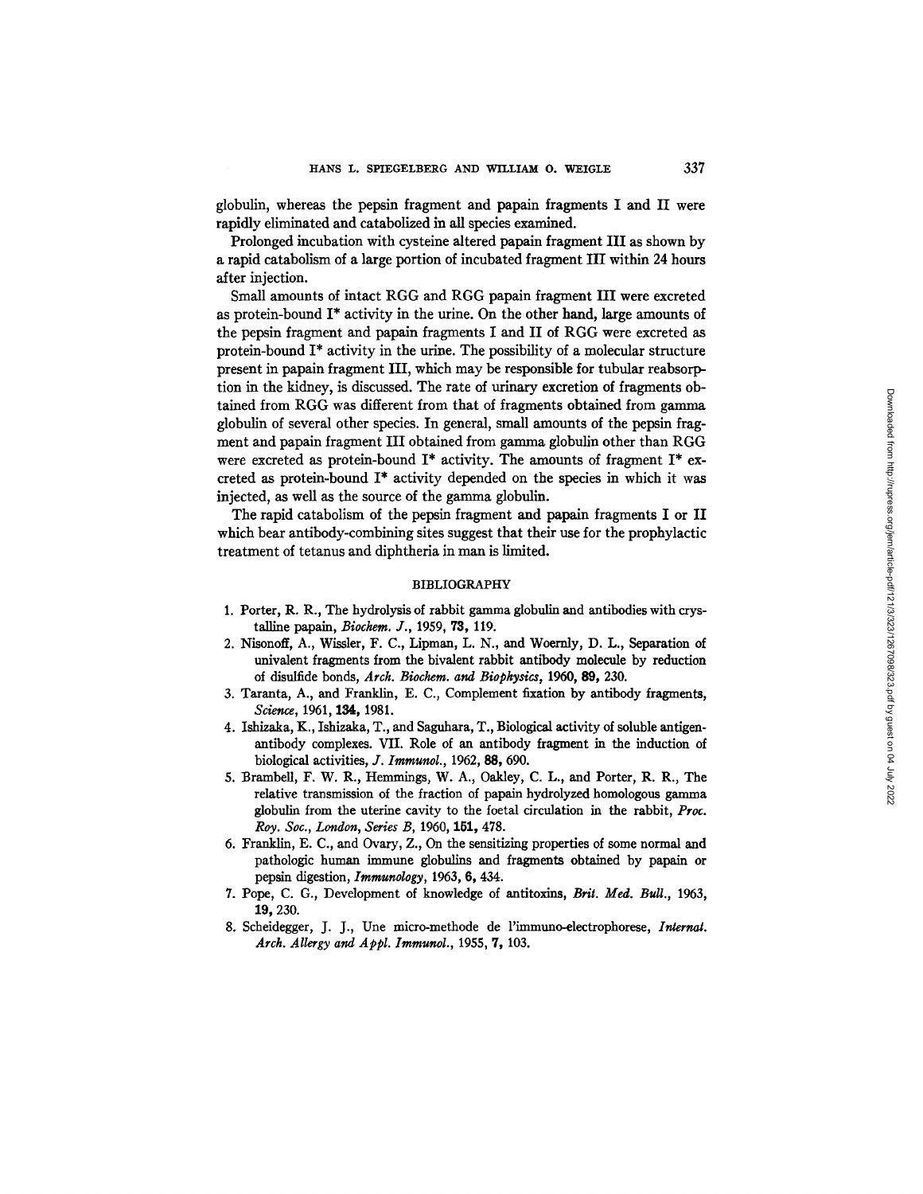globulin, whereas the pepsin fragment and papain fragments I and II were rapidly eliminated and catabolized in all species examined.

Prolonged incubation with cysteine altered papain fragment III as shown by a rapid catabolism of a large portion of incubated fragment III within 24 hours after injection.

Small amounts of intact RGG and RGG papain fragment III were excreted as protein-bound I* activity in the urine. On the other hand, large amounts of the pepsin fragment and papain fragments I and II of RGG were excreted as protein-bound I* activity in the urine. The possibility of a molecular structure present in papain fragment III, which may be responsible for tubular reabsorption in the kidney, is discussed. The rate of urinary excretion of fragments obtained from RGG was different from that of fragments obtained from gamma globulin of several other species. In general, small amounts of the pepsin fragment and papain fragment III obtained from gamma globulin other than RGG were excreted as protein-bound I* activity. The amounts of fragment I* excreted as protein-bound I* activity depended on the species in which it was injected, as well as the source of the gamma globulin.

The rapid catabolism of the pepsin fragment and papain fragments I or II which bear antibody-combining sites suggest that their use for the prophylactic treatment of tetanus and diphtheria in man is limited.

## BIBLIOGRAPHY

1. Porter, R. R., The hydrolysis of rabbit gamma globulin and antibodies with crystalline papain, *Biochem. J.*, 1959, **73**, 119.
2. Nisonoff, A., Wissler, F. C., Lipman, L. N., and Woernly, D. L., Separation of univalent fragments from the bivalent rabbit antibody molecule by reduction of disulfide bonds, *Arch. Biochem. and Biophysics*, 1960, **89**, 230.
3. Taranta, A., and Franklin, E. C., Complement fixation by antibody fragments, *Science*, 1961, **134**, 1981.
4. Ishizaka, K., Ishizaka, T., and Saguhara, T., Biological activity of soluble antigen-antibody complexes. VII. Role of an antibody fragment in the induction of biological activities, *J. Immunol.*, 1962, **88**, 690.
5. Brambell, F. W. R., Hemmings, W. A., Oakley, C. L., and Porter, R. R., The relative transmission of the fraction of papain hydrolyzed homologous gamma globulin from the uterine cavity to the foetal circulation in the rabbit, *Proc. Roy. Soc., London, Series B*, 1960, **151**, 478.
6. Franklin, E. C., and Ovary, Z., On the sensitizing properties of some normal and pathologic human immune globulins and fragments obtained by papain or pepsin digestion, *Immunology*, 1963, **6**, 434.
7. Pope, C. G., Development of knowledge of antitoxins, *Brit. Med. Bull.*, 1963, **19**, 230.
8. Scheidegger, J. J., Une micro-methode de l'immuno-electrophorese, *Internat. Arch. Allergy and Appl. Immunol.*, 1955, **7**, 103.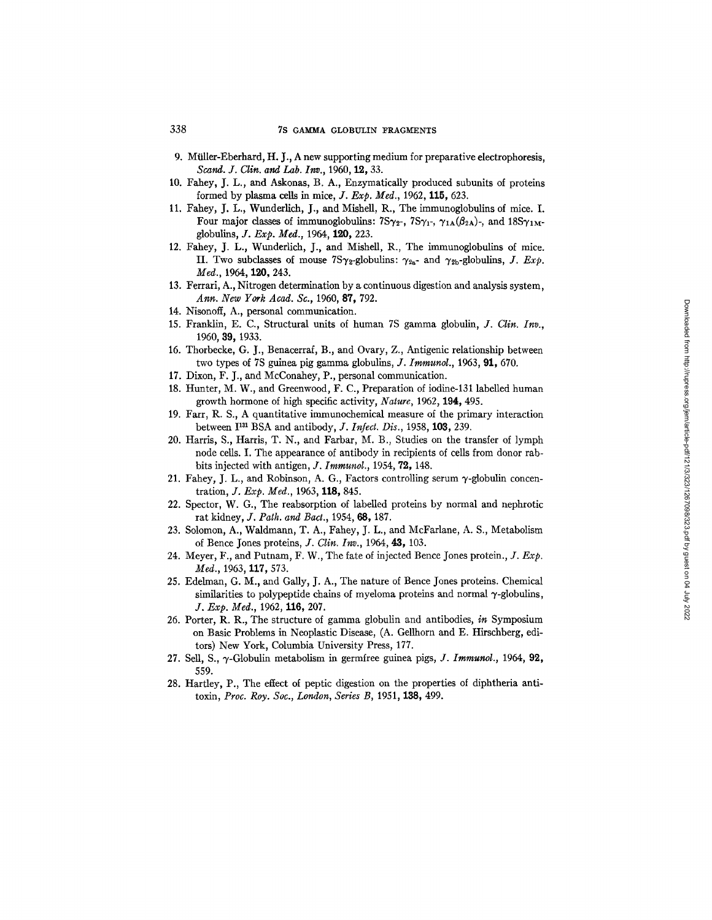9. Müller-Eberhard, H. J., A new supporting medium for preparative electrophoresis, *Scand. J. Clin. and Lab. Inv.*, 1960, **12,** 33.
10. Fahey, J. L., and Askonas, B. A., Enzymatically produced subunits of proteins formed by plasma cells in mice, *J. Exp. Med.*, 1962, **115,** 623.
11. Fahey, J. L., Wunderlich, J., and Mishell, R., The immunoglobulins of mice. I. Four major classes of immunoglobulins: $7S\gamma_2$-, $7S\gamma_1$-, $\gamma_{1A}(\beta_{2A})$-, and $18S\gamma_{1M}$-globulins, *J. Exp. Med.*, 1964, **120,** 223.
12. Fahey, J. L., Wunderlich, J., and Mishell, R., The immunoglobulins of mice. II. Two subclasses of mouse $7S\gamma_2$-globulins: $\gamma_{2a}$- and $\gamma_{2b}$-globulins, *J. Exp. Med.*, 1964, **120,** 243.
13. Ferrari, A., Nitrogen determination by a continuous digestion and analysis system, *Ann. New York Acad. Sc.*, 1960, **87,** 792.
14. Nisonoff, A., personal communication.
15. Franklin, E. C., Structural units of human 7S gamma globulin, *J. Clin. Inv.*, 1960, **39,** 1933.
16. Thorbecke, G. J., Benacerraf, B., and Ovary, Z., Antigenic relationship between two types of 7S guinea pig gamma globulins, *J. Immunol.*, 1963, **91,** 670.
17. Dixon, F. J., and McConahey, P., personal communication.
18. Hunter, M. W., and Greenwood, F. C., Preparation of iodine-131 labelled human growth hormone of high specific activity, *Nature*, 1962, **194,** 495.
19. Farr, R. S., A quantitative immunochemical measure of the primary interaction between $I^{131}$ BSA and antibody, *J. Infect. Dis.*, 1958, **103,** 239.
20. Harris, S., Harris, T. N., and Farbar, M. B., Studies on the transfer of lymph node cells. I. The appearance of antibody in recipients of cells from donor rabbits injected with antigen, *J. Immunol.*, 1954, **72,** 148.
21. Fahey, J. L., and Robinson, A. G., Factors controlling serum $\gamma$-globulin concentration, *J. Exp. Med.*, 1963, **118,** 845.
22. Spector, W. G., The reabsorption of labelled proteins by normal and nephrotic rat kidney, *J. Path. and Bact.*, 1954, **68,** 187.
23. Solomon, A., Waldmann, T. A., Fahey, J. L., and McFarlane, A. S., Metabolism of Bence Jones proteins, *J. Clin. Inv.*, 1964, **43,** 103.
24. Meyer, F., and Putnam, F. W., The fate of injected Bence Jones protein., *J. Exp. Med.*, 1963, **117,** 573.
25. Edelman, G. M., and Gally, J. A., The nature of Bence Jones proteins. Chemical similarities to polypeptide chains of myeloma proteins and normal $\gamma$-globulins, *J. Exp. Med.*, 1962, **116,** 207.
26. Porter, R. R., The structure of gamma globulin and antibodies, *in* Symposium on Basic Problems in Neoplastic Disease, (A. Gellhorn and E. Hirschberg, editors) New York, Columbia University Press, 177.
27. Sell, S., $\gamma$-Globulin metabolism in germfree guinea pigs, *J. Immunol.*, 1964, **92,** 559.
28. Hartley, P., The effect of peptic digestion on the properties of diphtheria antitoxin, *Proc. Roy. Soc., London, Series B*, 1951, **138,** 499.